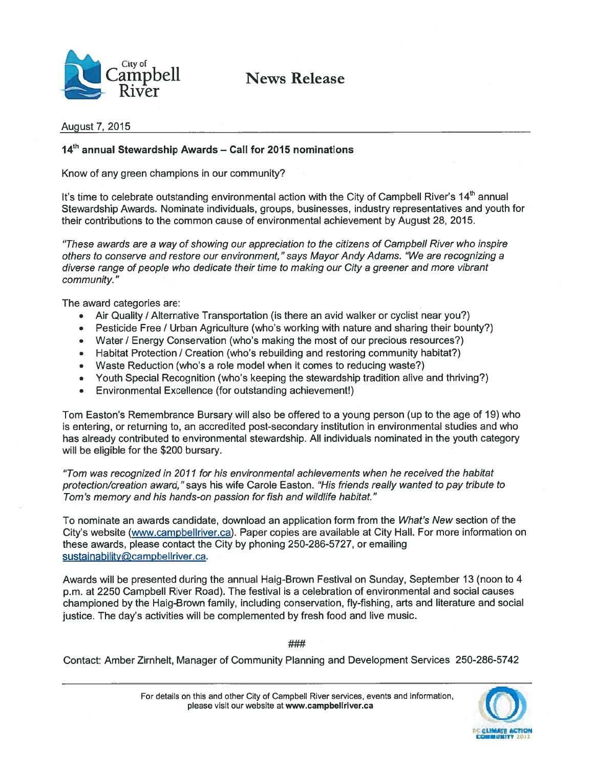City of Campbell River

# News Release

August 7, 2015

## 14th annual Stewardship Awards – Call for 2015 nominations

Know of any green champions in our community?

It's time to celebrate outstanding environmental action with the City of Campbell River's 14th annual Stewardship Awards. Nominate individuals, groups, businesses, industry representatives and youth for their contributions to the common cause of environmental achievement by August 28, 2015.

*"These awards are a way of showing our appreciation to the citizens of Campbell River who inspire others to conserve and restore our environment,"* says Mayor Andy Adams. *"We are recognizing a diverse range of people who dedicate their time to making our City a greener and more vibrant community."*

The award categories are:

- Air Quality / Alternative Transportation (is there an avid walker or cyclist near you?)
- Pesticide Free / Urban Agriculture (who's working with nature and sharing their bounty?)
- Water / Energy Conservation (who's making the most of our precious resources?)
- Habitat Protection / Creation (who's rebuilding and restoring community habitat?)
- Waste Reduction (who's a role model when it comes to reducing waste?)
- Youth Special Recognition (who's keeping the stewardship tradition alive and thriving?)
- Environmental Excellence (for outstanding achievement!)

Tom Easton's Remembrance Bursary will also be offered to a young person (up to the age of 19) who is entering, or returning to, an accredited post-secondary institution in environmental studies and who has already contributed to environmental stewardship. All individuals nominated in the youth category will be eligible for the $200 bursary.

*"Tom was recognized in 2011 for his environmental achievements when he received the habitat protection/creation award,"* says his wife Carole Easton. *"His friends really wanted to pay tribute to Tom's memory and his hands-on passion for fish and wildlife habitat."*

To nominate an awards candidate, download an application form from the *What's New* section of the City's website (www.campbellriver.ca). Paper copies are available at City Hall. For more information on these awards, please contact the City by phoning 250-286-5727, or emailing sustainability@campbellriver.ca.

Awards will be presented during the annual Haig-Brown Festival on Sunday, September 13 (noon to 4 p.m. at 2250 Campbell River Road). The festival is a celebration of environmental and social causes championed by the Haig-Brown family, including conservation, fly-fishing, arts and literature and social justice. The day's activities will be complemented by fresh food and live music.

###

Contact: Amber Zirnhelt, Manager of Community Planning and Development Services 250-286-5742

For details on this and other City of Campbell River services, events and information, please visit our website at **www.campbellriver.ca**

BC CLIMATE ACTION COMMUNITY 2012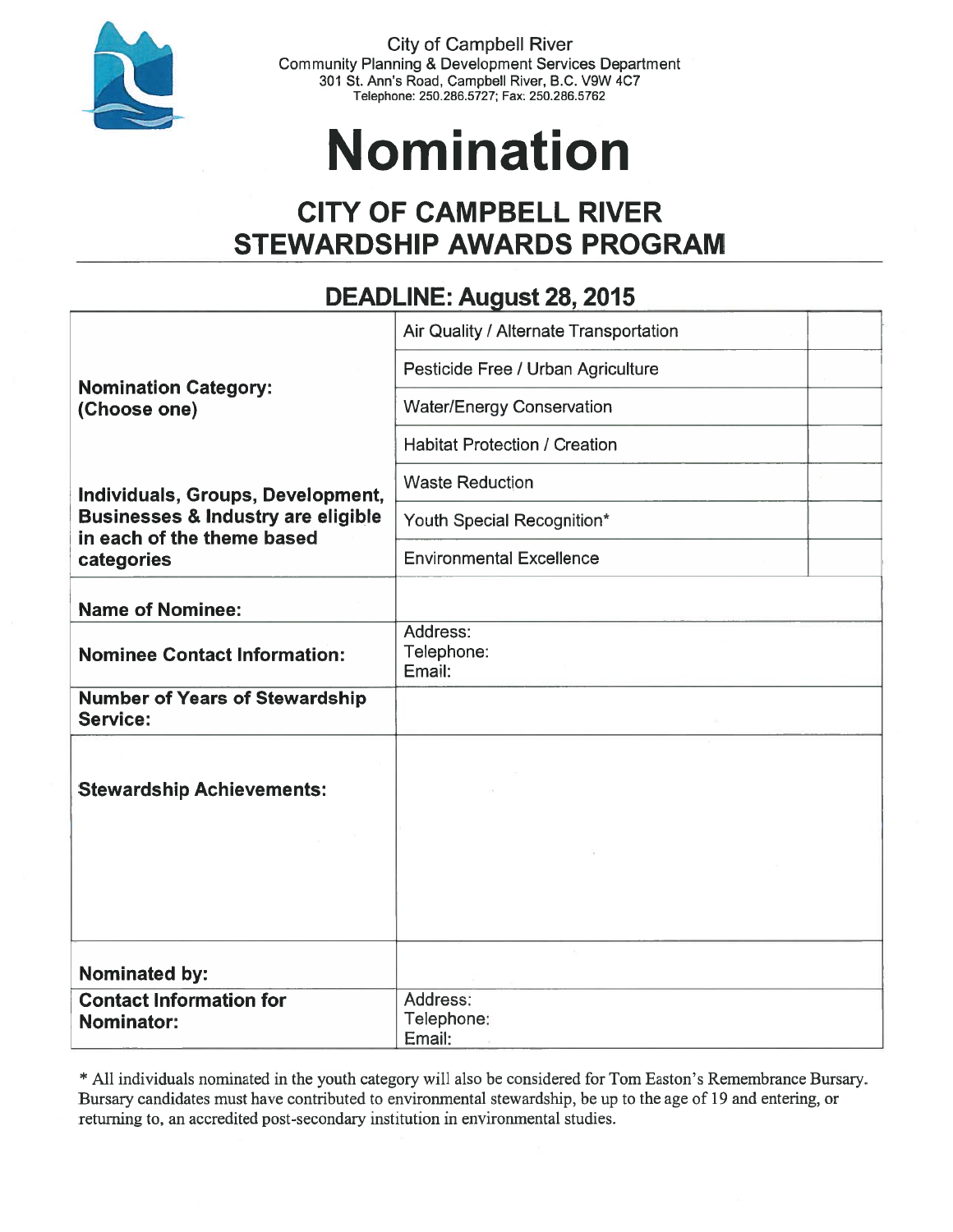City of Campbell River
Community Planning & Development Services Department
301 St. Ann's Road, Campbell River, B.C. V9W 4C7
Telephone: 250.286.5727; Fax: 250.286.5762

# Nomination

## CITY OF CAMPBELL RIVER STEWARDSHIP AWARDS PROGRAM

### DEADLINE: August 28, 2015

| | | |
|---|---|---|
| **Nomination Category: (Choose one)** | Air Quality / Alternate Transportation | |
| | Pesticide Free / Urban Agriculture | |
| | Water/Energy Conservation | |
| | Habitat Protection / Creation | |
| **Individuals, Groups, Development, Businesses & Industry are eligible in each of the theme based categories** | Waste Reduction | |
| | Youth Special Recognition* | |
| | Environmental Excellence | |
| **Name of Nominee:** | | |
| **Nominee Contact Information:** | Address:<br>Telephone:<br>Email: | |
| **Number of Years of Stewardship Service:** | | |
| **Stewardship Achievements:** | | |
| **Nominated by:** | | |
| **Contact Information for Nominator:** | Address:<br>Telephone:<br>Email: | |

* All individuals nominated in the youth category will also be considered for Tom Easton's Remembrance Bursary. Bursary candidates must have contributed to environmental stewardship, be up to the age of 19 and entering, or returning to, an accredited post-secondary institution in environmental studies.